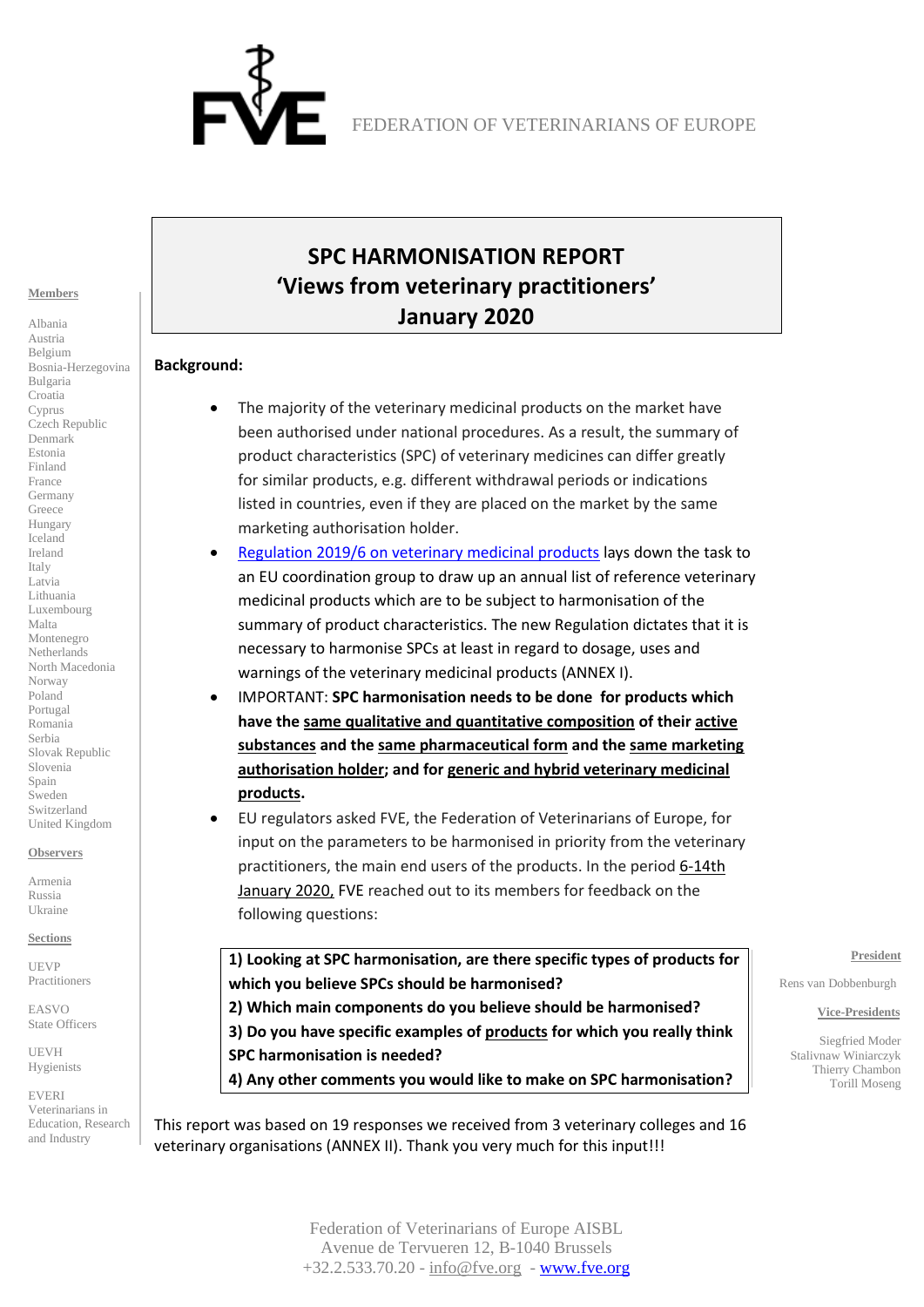FEDERATION OF VETERINARIANS OF EUROPE

# SPC HARMONISATION REPORT
# 'Views from veterinary practitioners'
# January 2020

**Members**

Albania
Austria
Belgium
Bosnia-Herzegovina
Bulgaria
Croatia
Cyprus
Czech Republic
Denmark
Estonia
Finland
France
Germany
Greece
Hungary
Iceland
Ireland
Italy
Latvia
Lithuania
Luxembourg
Malta
Montenegro
Netherlands
North Macedonia
Norway
Poland
Portugal
Romania
Serbia
Slovak Republic
Slovenia
Spain
Sweden
Switzerland
United Kingdom

**Observers**

Armenia
Russia
Ukraine

**Sections**

UEVP
Practitioners

EASVO
State Officers

UEVH
Hygienists

EVERI
Veterinarians in Education, Research and Industry

**President**

Rens van Dobbenburgh

**Vice-Presidents**

Siegfried Moder
Stalivnaw Winiarczyk
Thierry Chambon
Torill Moseng

**Background:**

- The majority of the veterinary medicinal products on the market have been authorised under national procedures. As a result, the summary of product characteristics (SPC) of veterinary medicines can differ greatly for similar products, e.g. different withdrawal periods or indications listed in countries, even if they are placed on the market by the same marketing authorisation holder.
- Regulation 2019/6 on veterinary medicinal products lays down the task to an EU coordination group to draw up an annual list of reference veterinary medicinal products which are to be subject to harmonisation of the summary of product characteristics. The new Regulation dictates that it is necessary to harmonise SPCs at least in regard to dosage, uses and warnings of the veterinary medicinal products (ANNEX I).
- IMPORTANT: **SPC harmonisation needs to be done for products which have the same qualitative and quantitative composition of their active substances and the same pharmaceutical form and the same marketing authorisation holder; and for generic and hybrid veterinary medicinal products.**
- EU regulators asked FVE, the Federation of Veterinarians of Europe, for input on the parameters to be harmonised in priority from the veterinary practitioners, the main end users of the products. In the period 6-14th January 2020, FVE reached out to its members for feedback on the following questions:

> **1) Looking at SPC harmonisation, are there specific types of products for which you believe SPCs should be harmonised?**
> **2) Which main components do you believe should be harmonised?**
> **3) Do you have specific examples of products for which you really think SPC harmonisation is needed?**
> **4) Any other comments you would like to make on SPC harmonisation?**

This report was based on 19 responses we received from 3 veterinary colleges and 16 veterinary organisations (ANNEX II). Thank you very much for this input!!!

Federation of Veterinarians of Europe AISBL
Avenue de Tervueren 12, B-1040 Brussels
+32.2.533.70.20 - info@fve.org - www.fve.org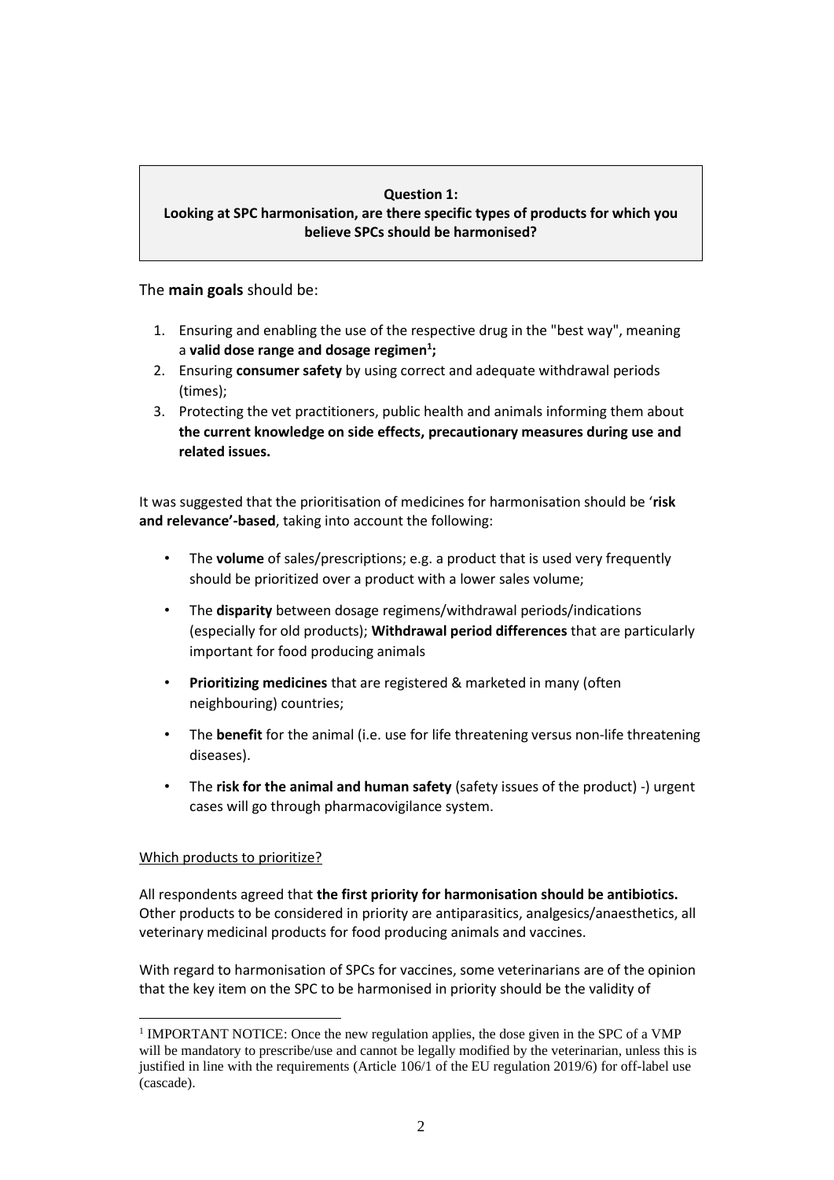**Question 1:**
**Looking at SPC harmonisation, are there specific types of products for which you believe SPCs should be harmonised?**

The **main goals** should be:

1. Ensuring and enabling the use of the respective drug in the "best way", meaning a **valid dose range and dosage regimen[1];**
2. Ensuring **consumer safety** by using correct and adequate withdrawal periods (times);
3. Protecting the vet practitioners, public health and animals informing them about **the current knowledge on side effects, precautionary measures during use and related issues.**

It was suggested that the prioritisation of medicines for harmonisation should be '**risk and relevance'-based**, taking into account the following:

- The **volume** of sales/prescriptions; e.g. a product that is used very frequently should be prioritized over a product with a lower sales volume;
- The **disparity** between dosage regimens/withdrawal periods/indications (especially for old products); **Withdrawal period differences** that are particularly important for food producing animals
- **Prioritizing medicines** that are registered & marketed in many (often neighbouring) countries;
- The **benefit** for the animal (i.e. use for life threatening versus non-life threatening diseases).
- The **risk for the animal and human safety** (safety issues of the product) -) urgent cases will go through pharmacovigilance system.

<u>Which products to prioritize?</u>

All respondents agreed that **the first priority for harmonisation should be antibiotics.** Other products to be considered in priority are antiparasitics, analgesics/anaesthetics, all veterinary medicinal products for food producing animals and vaccines.

With regard to harmonisation of SPCs for vaccines, some veterinarians are of the opinion that the key item on the SPC to be harmonised in priority should be the validity of

[1] IMPORTANT NOTICE: Once the new regulation applies, the dose given in the SPC of a VMP will be mandatory to prescribe/use and cannot be legally modified by the veterinarian, unless this is justified in line with the requirements (Article 106/1 of the EU regulation 2019/6) for off-label use (cascade).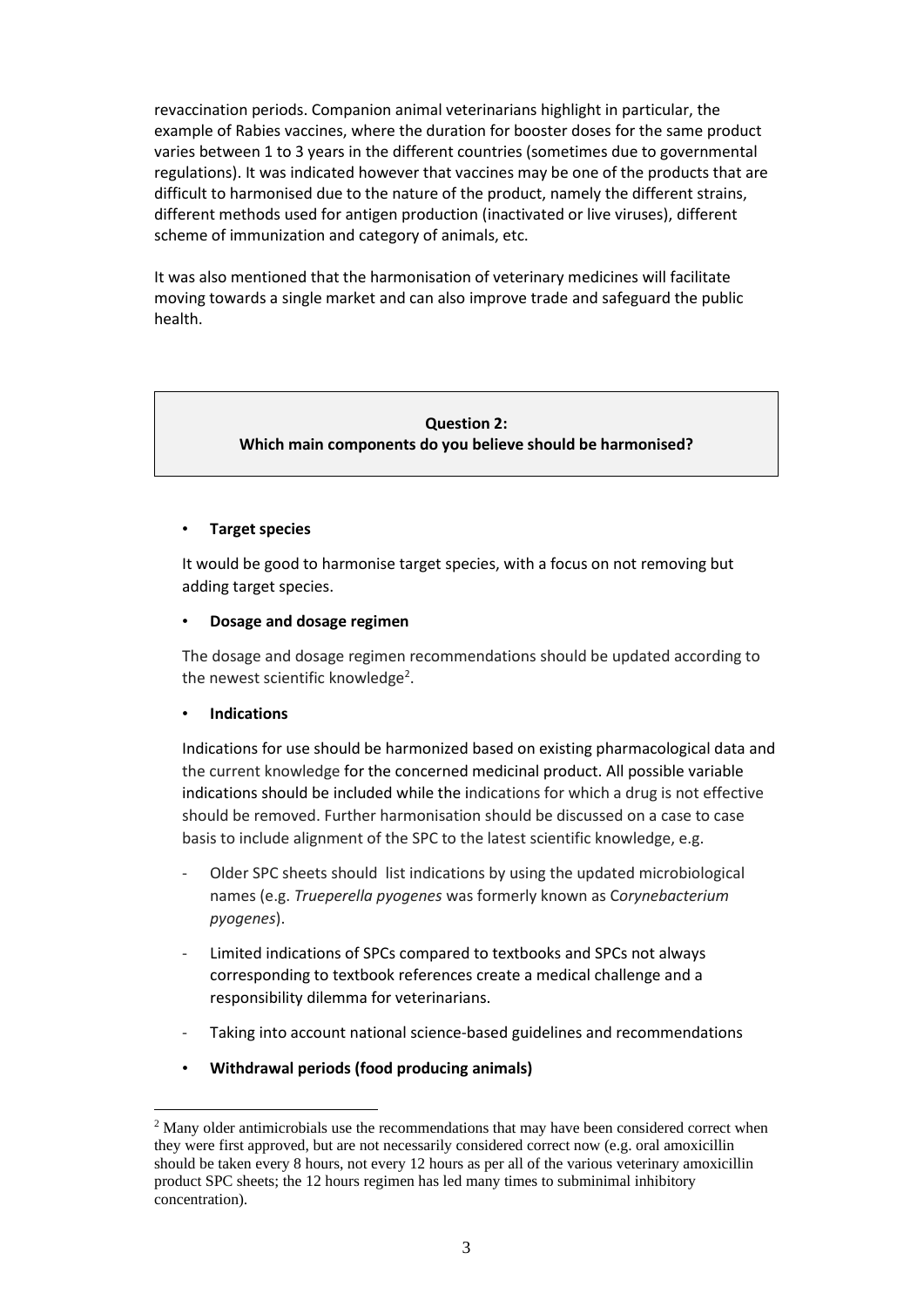revaccination periods. Companion animal veterinarians highlight in particular, the example of Rabies vaccines, where the duration for booster doses for the same product varies between 1 to 3 years in the different countries (sometimes due to governmental regulations). It was indicated however that vaccines may be one of the products that are difficult to harmonised due to the nature of the product, namely the different strains, different methods used for antigen production (inactivated or live viruses), different scheme of immunization and category of animals, etc.

It was also mentioned that the harmonisation of veterinary medicines will facilitate moving towards a single market and can also improve trade and safeguard the public health.

**Question 2:**
**Which main components do you believe should be harmonised?**

- **Target species**

  It would be good to harmonise target species, with a focus on not removing but adding target species.

- **Dosage and dosage regimen**

  The dosage and dosage regimen recommendations should be updated according to the newest scientific knowledge[2].

- **Indications**

  Indications for use should be harmonized based on existing pharmacological data and the current knowledge for the concerned medicinal product. All possible variable indications should be included while the indications for which a drug is not effective should be removed. Further harmonisation should be discussed on a case to case basis to include alignment of the SPC to the latest scientific knowledge, e.g.

  - Older SPC sheets should list indications by using the updated microbiological names (e.g. *Trueperella pyogenes* was formerly known as C*orynebacterium pyogenes*).
  - Limited indications of SPCs compared to textbooks and SPCs not always corresponding to textbook references create a medical challenge and a responsibility dilemma for veterinarians.
  - Taking into account national science-based guidelines and recommendations

- **Withdrawal periods (food producing animals)**

[2] Many older antimicrobials use the recommendations that may have been considered correct when they were first approved, but are not necessarily considered correct now (e.g. oral amoxicillin should be taken every 8 hours, not every 12 hours as per all of the various veterinary amoxicillin product SPC sheets; the 12 hours regimen has led many times to subminimal inhibitory concentration).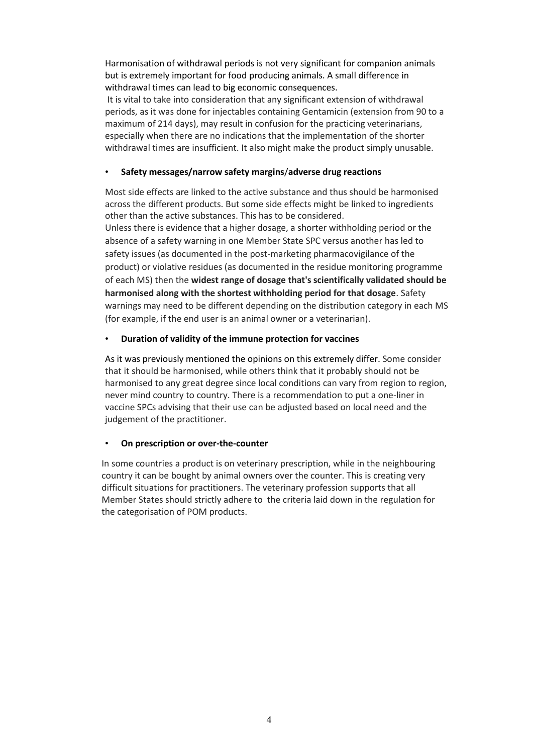Harmonisation of withdrawal periods is not very significant for companion animals but is extremely important for food producing animals. A small difference in withdrawal times can lead to big economic consequences.

It is vital to take into consideration that any significant extension of withdrawal periods, as it was done for injectables containing Gentamicin (extension from 90 to a maximum of 214 days), may result in confusion for the practicing veterinarians, especially when there are no indications that the implementation of the shorter withdrawal times are insufficient. It also might make the product simply unusable.

- **Safety messages/narrow safety margins/adverse drug reactions**

Most side effects are linked to the active substance and thus should be harmonised across the different products. But some side effects might be linked to ingredients other than the active substances. This has to be considered.

Unless there is evidence that a higher dosage, a shorter withholding period or the absence of a safety warning in one Member State SPC versus another has led to safety issues (as documented in the post-marketing pharmacovigilance of the product) or violative residues (as documented in the residue monitoring programme of each MS) then the **widest range of dosage that's scientifically validated should be harmonised along with the shortest withholding period for that dosage**. Safety warnings may need to be different depending on the distribution category in each MS (for example, if the end user is an animal owner or a veterinarian).

- **Duration of validity of the immune protection for vaccines**

As it was previously mentioned the opinions on this extremely differ. Some consider that it should be harmonised, while others think that it probably should not be harmonised to any great degree since local conditions can vary from region to region, never mind country to country. There is a recommendation to put a one-liner in vaccine SPCs advising that their use can be adjusted based on local need and the judgement of the practitioner.

- **On prescription or over-the-counter**

In some countries a product is on veterinary prescription, while in the neighbouring country it can be bought by animal owners over the counter. This is creating very difficult situations for practitioners. The veterinary profession supports that all Member States should strictly adhere to the criteria laid down in the regulation for the categorisation of POM products.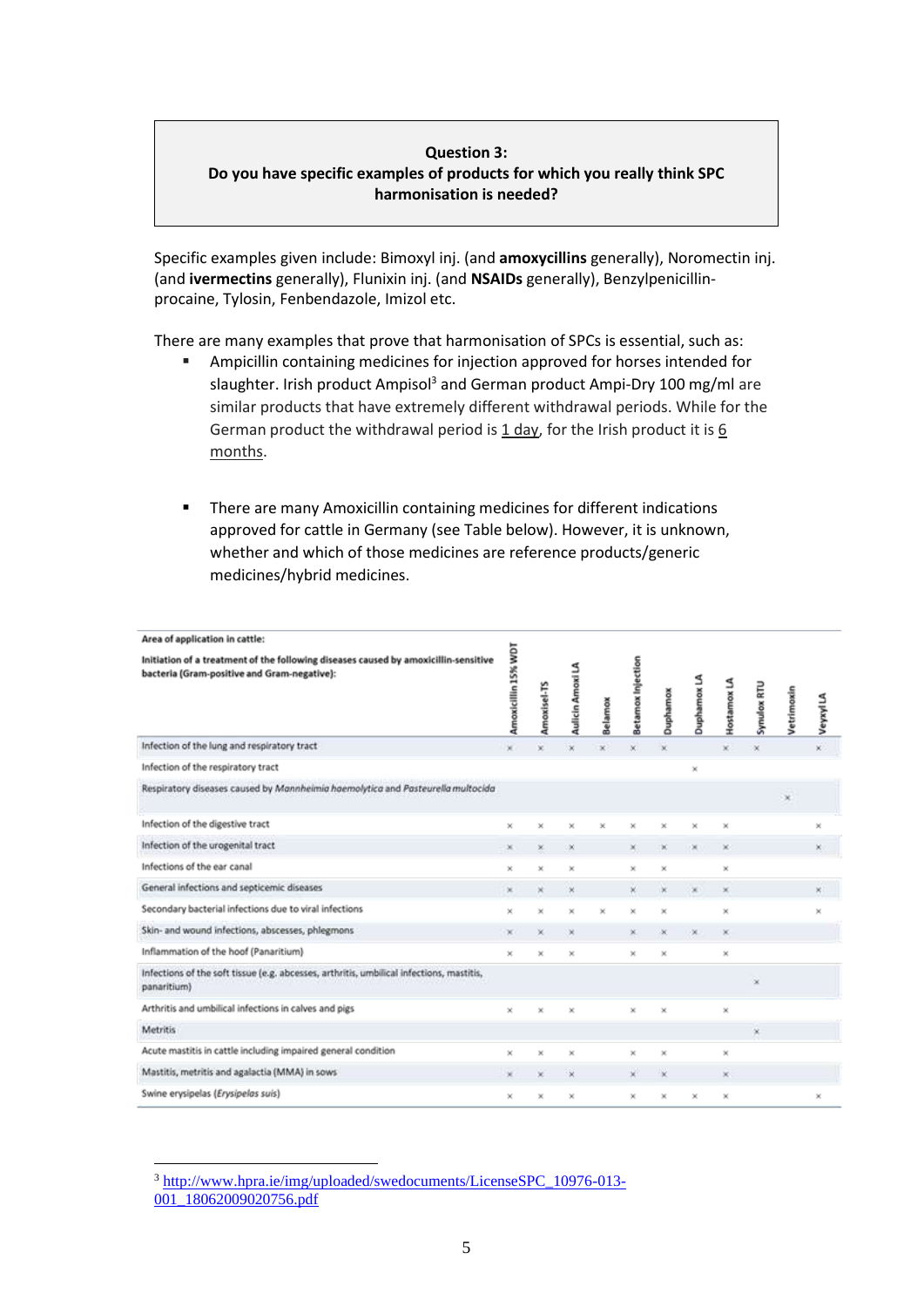**Question 3:**
**Do you have specific examples of products for which you really think SPC harmonisation is needed?**

Specific examples given include: Bimoxyl inj. (and **amoxycillins** generally), Noromectin inj. (and **ivermectins** generally), Flunixin inj. (and **NSAIDs** generally), Benzylpenicillin-procaine, Tylosin, Fenbendazole, Imizol etc.

There are many examples that prove that harmonisation of SPCs is essential, such as:

- Ampicillin containing medicines for injection approved for horses intended for slaughter. Irish product Ampisol[3] and German product Ampi-Dry 100 mg/ml are similar products that have extremely different withdrawal periods. While for the German product the withdrawal period is 1 day, for the Irish product it is 6 months.

- There are many Amoxicillin containing medicines for different indications approved for cattle in Germany (see Table below). However, it is unknown, whether and which of those medicines are reference products/generic medicines/hybrid medicines.

| **Area of application in cattle:** **Initiation of a treatment of the following diseases caused by amoxicillin-sensitive bacteria (Gram-positive and Gram-negative):** | Amoxicillin 15% WDT | Amoxisel-TS | Aulicin Amoxi LA | Belamox | Betamox Injection | Duphamox | Duphamox LA | Hostamox LA | Synulox RTU | Vetrimoxin | Veyxyl LA |
|---|---|---|---|---|---|---|---|---|---|---|---|
| Infection of the lung and respiratory tract | × | × | × | × | × | × | | × | × | | × |
| Infection of the respiratory tract | | | | | | | × | | | | |
| Respiratory diseases caused by *Mannheimia haemolytica* and *Pasteurella multocida* | | | | | | | | | | × | |
| Infection of the digestive tract | × | × | × | × | × | × | × | × | | | × |
| Infection of the urogenital tract | × | × | × | | × | × | × | × | | | × |
| Infections of the ear canal | × | × | × | | × | × | | × | | | |
| General infections and septicemic diseases | × | × | × | | × | × | × | × | | | × |
| Secondary bacterial infections due to viral infections | × | × | × | × | × | × | | × | | | × |
| Skin- and wound infections, abscesses, phlegmons | × | × | × | | × | × | × | × | | | |
| Inflammation of the hoof (Panaritium) | × | × | × | | × | × | | × | | | |
| Infections of the soft tissue (e.g. abcesses, arthritis, umbilical infections, mastitis, panaritium) | | | | | | | | | × | | |
| Arthritis and umbilical infections in calves and pigs | × | × | × | | × | × | | × | | | |
| Metritis | | | | | | | | | × | | |
| Acute mastitis in cattle including impaired general condition | × | × | × | | × | × | | × | | | |
| Mastitis, metritis and agalactia (MMA) in sows | × | × | × | | × | × | | × | | | |
| Swine erysipelas (*Erysipelas suis*) | × | × | × | | × | × | × | × | | | × |

[3] http://www.hpra.ie/img/uploaded/swedocuments/LicenseSPC_10976-013-001_18062009020756.pdf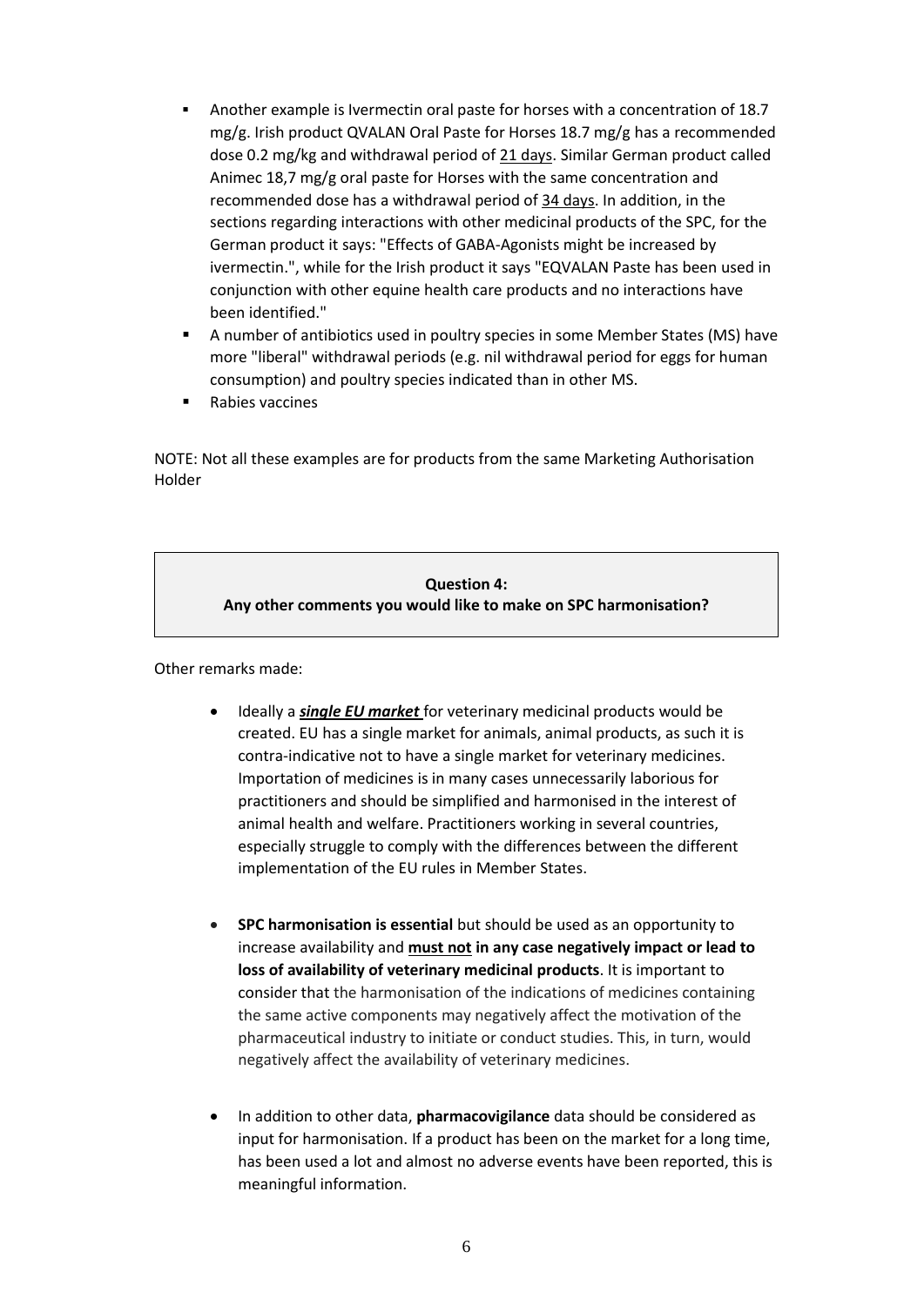- Another example is Ivermectin oral paste for horses with a concentration of 18.7 mg/g. Irish product QVALAN Oral Paste for Horses 18.7 mg/g has a recommended dose 0.2 mg/kg and withdrawal period of <u>21 days</u>. Similar German product called Animec 18,7 mg/g oral paste for Horses with the same concentration and recommended dose has a withdrawal period of <u>34 days</u>. In addition, in the sections regarding interactions with other medicinal products of the SPC, for the German product it says: "Effects of GABA-Agonists might be increased by ivermectin.", while for the Irish product it says "EQVALAN Paste has been used in conjunction with other equine health care products and no interactions have been identified."
- A number of antibiotics used in poultry species in some Member States (MS) have more "liberal" withdrawal periods (e.g. nil withdrawal period for eggs for human consumption) and poultry species indicated than in other MS.
- Rabies vaccines

NOTE: Not all these examples are for products from the same Marketing Authorisation Holder

**Question 4:**
**Any other comments you would like to make on SPC harmonisation?**

Other remarks made:

- Ideally a ***<u>single EU market</u>*** for veterinary medicinal products would be created. EU has a single market for animals, animal products, as such it is contra-indicative not to have a single market for veterinary medicines. Importation of medicines is in many cases unnecessarily laborious for practitioners and should be simplified and harmonised in the interest of animal health and welfare. Practitioners working in several countries, especially struggle to comply with the differences between the different implementation of the EU rules in Member States.

- **SPC harmonisation is essential** but should be used as an opportunity to increase availability and **<u>must not</u> in any case negatively impact or lead to loss of availability of veterinary medicinal products**. It is important to consider that the harmonisation of the indications of medicines containing the same active components may negatively affect the motivation of the pharmaceutical industry to initiate or conduct studies. This, in turn, would negatively affect the availability of veterinary medicines.

- In addition to other data, **pharmacovigilance** data should be considered as input for harmonisation. If a product has been on the market for a long time, has been used a lot and almost no adverse events have been reported, this is meaningful information.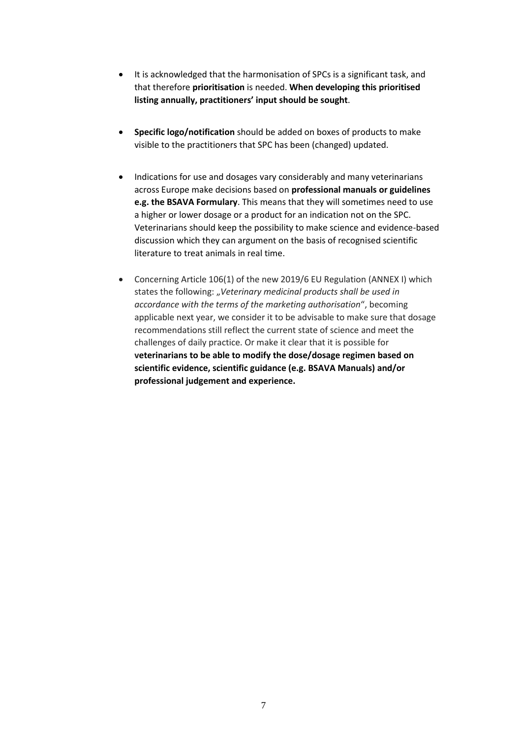- It is acknowledged that the harmonisation of SPCs is a significant task, and that therefore **prioritisation** is needed. **When developing this prioritised listing annually, practitioners' input should be sought**.

- **Specific logo/notification** should be added on boxes of products to make visible to the practitioners that SPC has been (changed) updated.

- Indications for use and dosages vary considerably and many veterinarians across Europe make decisions based on **professional manuals or guidelines e.g. the BSAVA Formulary**. This means that they will sometimes need to use a higher or lower dosage or a product for an indication not on the SPC. Veterinarians should keep the possibility to make science and evidence-based discussion which they can argument on the basis of recognised scientific literature to treat animals in real time.

- Concerning Article 106(1) of the new 2019/6 EU Regulation (ANNEX I) which states the following: „*Veterinary medicinal products shall be used in accordance with the terms of the marketing authorisation*", becoming applicable next year, we consider it to be advisable to make sure that dosage recommendations still reflect the current state of science and meet the challenges of daily practice. Or make it clear that it is possible for **veterinarians to be able to modify the dose/dosage regimen based on scientific evidence, scientific guidance (e.g. BSAVA Manuals) and/or professional judgement and experience.**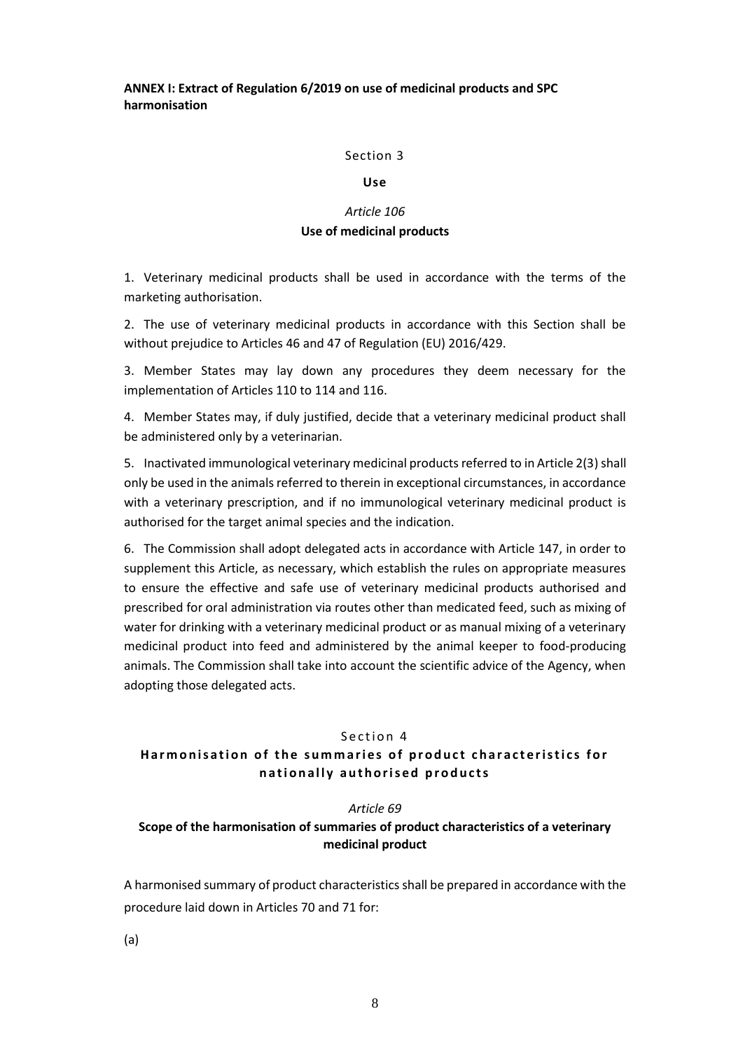**ANNEX I: Extract of Regulation 6/2019 on use of medicinal products and SPC harmonisation**

Section 3

**Use**

*Article 106*

**Use of medicinal products**

1. Veterinary medicinal products shall be used in accordance with the terms of the marketing authorisation.

2. The use of veterinary medicinal products in accordance with this Section shall be without prejudice to Articles 46 and 47 of Regulation (EU) 2016/429.

3. Member States may lay down any procedures they deem necessary for the implementation of Articles 110 to 114 and 116.

4. Member States may, if duly justified, decide that a veterinary medicinal product shall be administered only by a veterinarian.

5. Inactivated immunological veterinary medicinal products referred to in Article 2(3) shall only be used in the animals referred to therein in exceptional circumstances, in accordance with a veterinary prescription, and if no immunological veterinary medicinal product is authorised for the target animal species and the indication.

6. The Commission shall adopt delegated acts in accordance with Article 147, in order to supplement this Article, as necessary, which establish the rules on appropriate measures to ensure the effective and safe use of veterinary medicinal products authorised and prescribed for oral administration via routes other than medicated feed, such as mixing of water for drinking with a veterinary medicinal product or as manual mixing of a veterinary medicinal product into feed and administered by the animal keeper to food-producing animals. The Commission shall take into account the scientific advice of the Agency, when adopting those delegated acts.

Section 4

**Harmonisation of the summaries of product characteristics for nationally authorised products**

*Article 69*

**Scope of the harmonisation of summaries of product characteristics of a veterinary medicinal product**

A harmonised summary of product characteristics shall be prepared in accordance with the procedure laid down in Articles 70 and 71 for:

(a)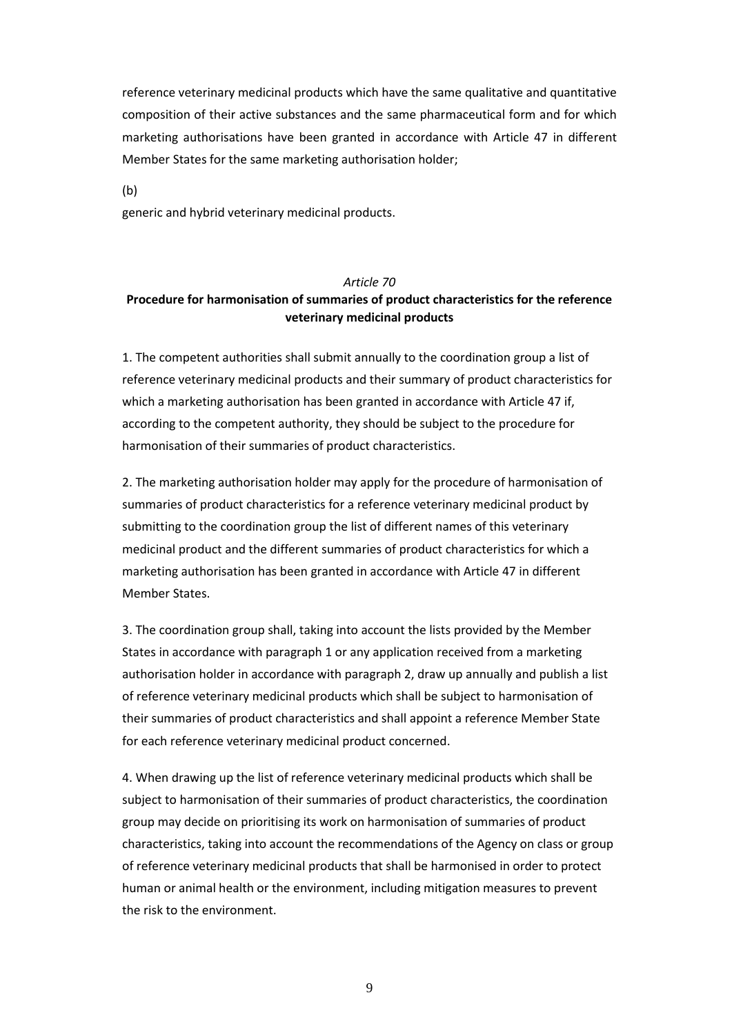reference veterinary medicinal products which have the same qualitative and quantitative composition of their active substances and the same pharmaceutical form and for which marketing authorisations have been granted in accordance with Article 47 in different Member States for the same marketing authorisation holder;

(b)

generic and hybrid veterinary medicinal products.

*Article 70*

**Procedure for harmonisation of summaries of product characteristics for the reference veterinary medicinal products**

1. The competent authorities shall submit annually to the coordination group a list of reference veterinary medicinal products and their summary of product characteristics for which a marketing authorisation has been granted in accordance with Article 47 if, according to the competent authority, they should be subject to the procedure for harmonisation of their summaries of product characteristics.

2. The marketing authorisation holder may apply for the procedure of harmonisation of summaries of product characteristics for a reference veterinary medicinal product by submitting to the coordination group the list of different names of this veterinary medicinal product and the different summaries of product characteristics for which a marketing authorisation has been granted in accordance with Article 47 in different Member States.

3. The coordination group shall, taking into account the lists provided by the Member States in accordance with paragraph 1 or any application received from a marketing authorisation holder in accordance with paragraph 2, draw up annually and publish a list of reference veterinary medicinal products which shall be subject to harmonisation of their summaries of product characteristics and shall appoint a reference Member State for each reference veterinary medicinal product concerned.

4. When drawing up the list of reference veterinary medicinal products which shall be subject to harmonisation of their summaries of product characteristics, the coordination group may decide on prioritising its work on harmonisation of summaries of product characteristics, taking into account the recommendations of the Agency on class or group of reference veterinary medicinal products that shall be harmonised in order to protect human or animal health or the environment, including mitigation measures to prevent the risk to the environment.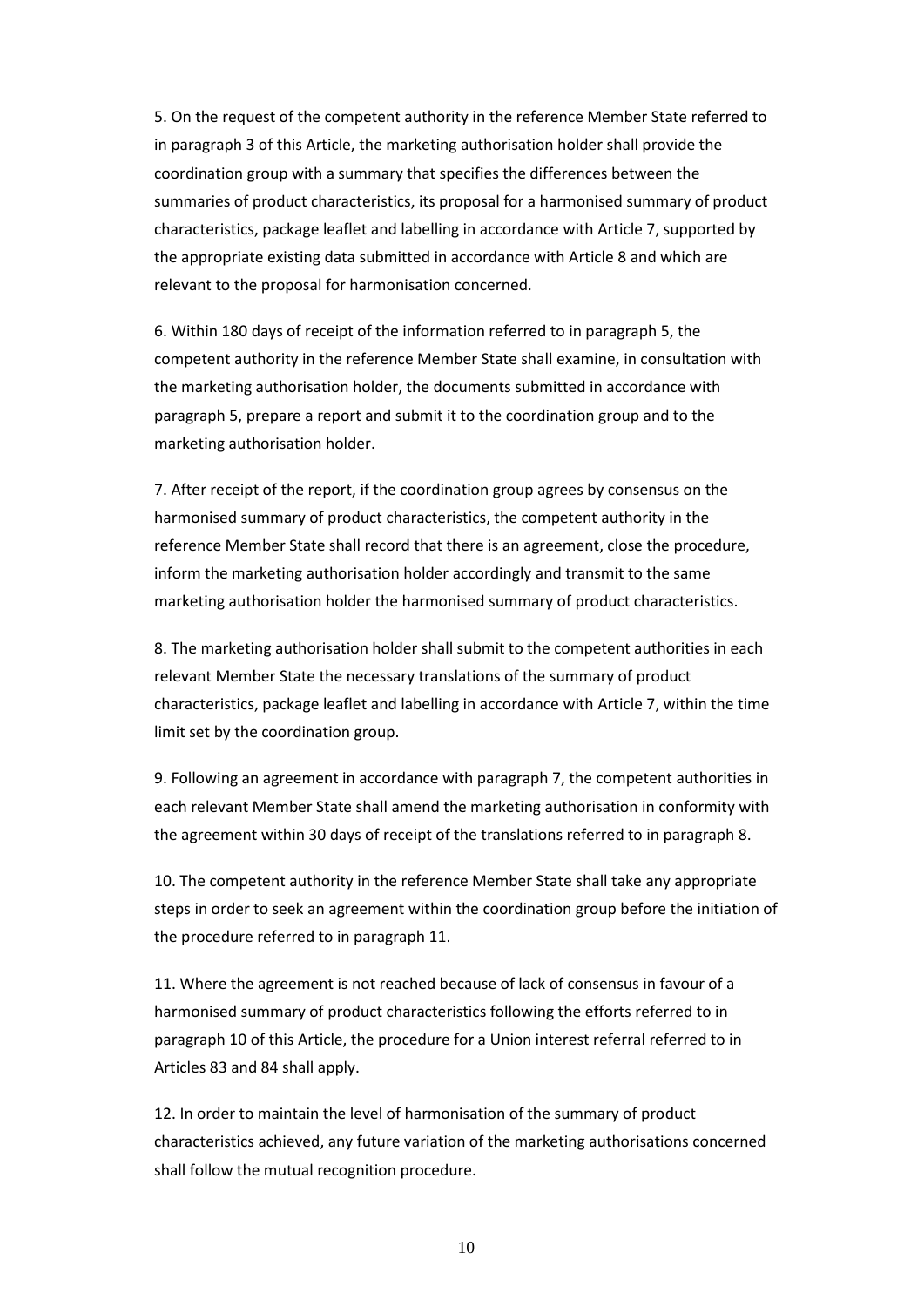5. On the request of the competent authority in the reference Member State referred to in paragraph 3 of this Article, the marketing authorisation holder shall provide the coordination group with a summary that specifies the differences between the summaries of product characteristics, its proposal for a harmonised summary of product characteristics, package leaflet and labelling in accordance with Article 7, supported by the appropriate existing data submitted in accordance with Article 8 and which are relevant to the proposal for harmonisation concerned.

6. Within 180 days of receipt of the information referred to in paragraph 5, the competent authority in the reference Member State shall examine, in consultation with the marketing authorisation holder, the documents submitted in accordance with paragraph 5, prepare a report and submit it to the coordination group and to the marketing authorisation holder.

7. After receipt of the report, if the coordination group agrees by consensus on the harmonised summary of product characteristics, the competent authority in the reference Member State shall record that there is an agreement, close the procedure, inform the marketing authorisation holder accordingly and transmit to the same marketing authorisation holder the harmonised summary of product characteristics.

8. The marketing authorisation holder shall submit to the competent authorities in each relevant Member State the necessary translations of the summary of product characteristics, package leaflet and labelling in accordance with Article 7, within the time limit set by the coordination group.

9. Following an agreement in accordance with paragraph 7, the competent authorities in each relevant Member State shall amend the marketing authorisation in conformity with the agreement within 30 days of receipt of the translations referred to in paragraph 8.

10. The competent authority in the reference Member State shall take any appropriate steps in order to seek an agreement within the coordination group before the initiation of the procedure referred to in paragraph 11.

11. Where the agreement is not reached because of lack of consensus in favour of a harmonised summary of product characteristics following the efforts referred to in paragraph 10 of this Article, the procedure for a Union interest referral referred to in Articles 83 and 84 shall apply.

12. In order to maintain the level of harmonisation of the summary of product characteristics achieved, any future variation of the marketing authorisations concerned shall follow the mutual recognition procedure.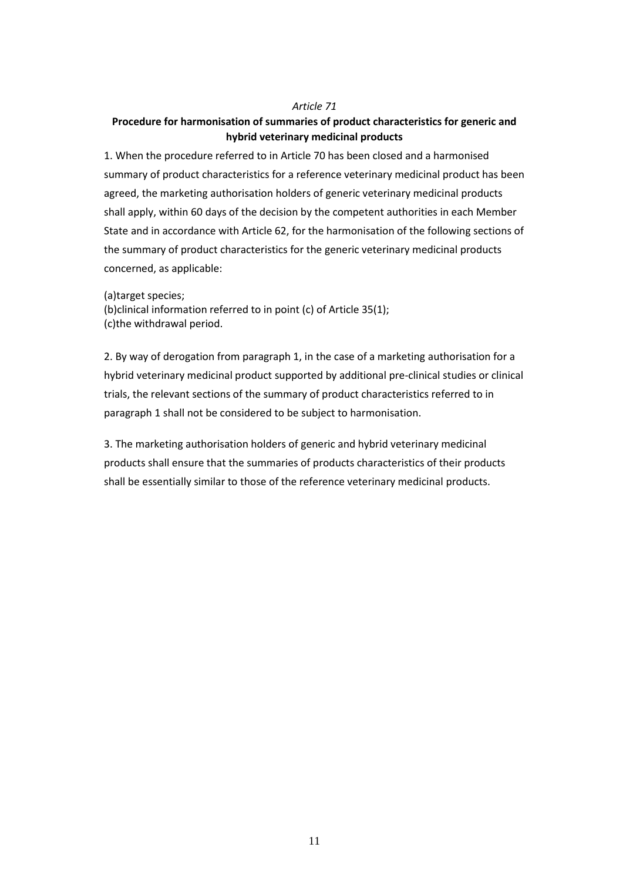*Article 71*

**Procedure for harmonisation of summaries of product characteristics for generic and hybrid veterinary medicinal products**

1. When the procedure referred to in Article 70 has been closed and a harmonised summary of product characteristics for a reference veterinary medicinal product has been agreed, the marketing authorisation holders of generic veterinary medicinal products shall apply, within 60 days of the decision by the competent authorities in each Member State and in accordance with Article 62, for the harmonisation of the following sections of the summary of product characteristics for the generic veterinary medicinal products concerned, as applicable:

(a)target species;
(b)clinical information referred to in point (c) of Article 35(1);
(c)the withdrawal period.

2. By way of derogation from paragraph 1, in the case of a marketing authorisation for a hybrid veterinary medicinal product supported by additional pre-clinical studies or clinical trials, the relevant sections of the summary of product characteristics referred to in paragraph 1 shall not be considered to be subject to harmonisation.

3. The marketing authorisation holders of generic and hybrid veterinary medicinal products shall ensure that the summaries of products characteristics of their products shall be essentially similar to those of the reference veterinary medicinal products.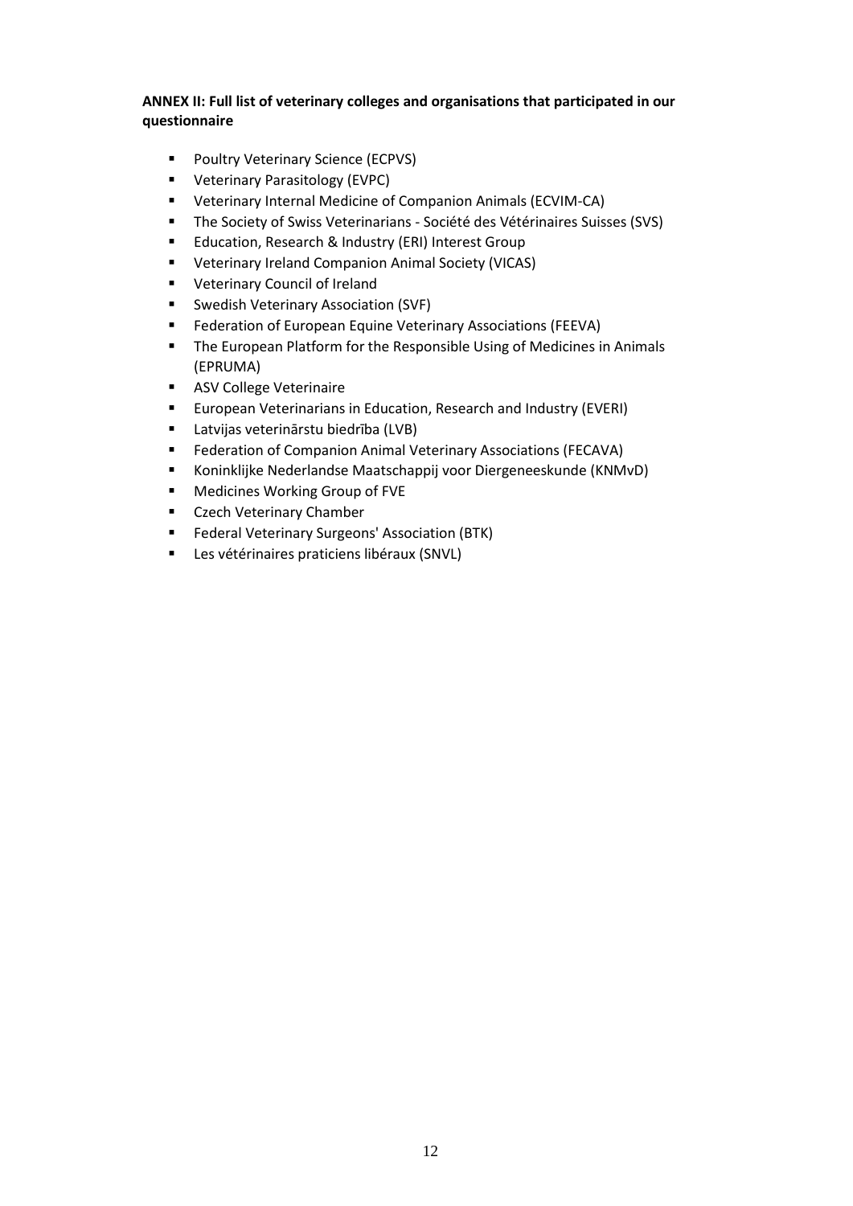**ANNEX II: Full list of veterinary colleges and organisations that participated in our questionnaire**

- Poultry Veterinary Science (ECPVS)
- Veterinary Parasitology (EVPC)
- Veterinary Internal Medicine of Companion Animals (ECVIM-CA)
- The Society of Swiss Veterinarians - Société des Vétérinaires Suisses (SVS)
- Education, Research & Industry (ERI) Interest Group
- Veterinary Ireland Companion Animal Society (VICAS)
- Veterinary Council of Ireland
- Swedish Veterinary Association (SVF)
- Federation of European Equine Veterinary Associations (FEEVA)
- The European Platform for the Responsible Using of Medicines in Animals (EPRUMA)
- ASV College Veterinaire
- European Veterinarians in Education, Research and Industry (EVERI)
- Latvijas veterinārstu biedrība (LVB)
- Federation of Companion Animal Veterinary Associations (FECAVA)
- Koninklijke Nederlandse Maatschappij voor Diergeneeskunde (KNMvD)
- Medicines Working Group of FVE
- Czech Veterinary Chamber
- Federal Veterinary Surgeons' Association (BTK)
- Les vétérinaires praticiens libéraux (SNVL)